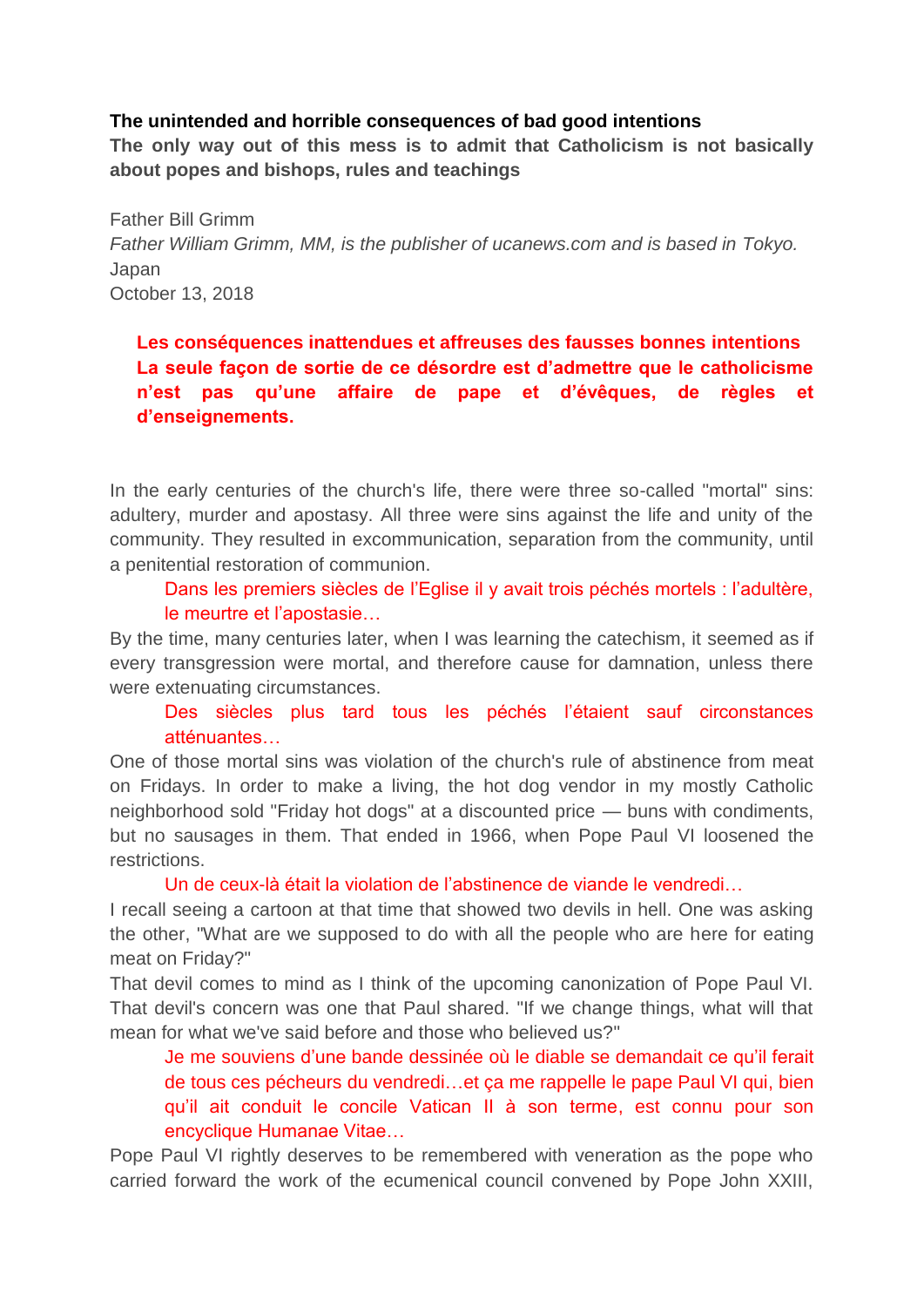**The unintended and horrible consequences of bad good intentions**

**The only way out of this mess is to admit that Catholicism is not basically about popes and bishops, rules and teachings**

Father Bill Grimm

*Father William Grimm, MM, is the publisher of ucanews.com and is based in Tokyo.*

Japan

October 13, 2018

> **Les conséquences inattendues et affreuses des fausses bonnes intentions**
> **La seule façon de sortie de ce désordre est d'admettre que le catholicisme n'est pas qu'une affaire de pape et d'évêques, de règles et d'enseignements.**

In the early centuries of the church's life, there were three so-called "mortal" sins: adultery, murder and apostasy. All three were sins against the life and unity of the community. They resulted in excommunication, separation from the community, until a penitential restoration of communion.

> Dans les premiers siècles de l'Eglise il y avait trois péchés mortels : l'adultère, le meurtre et l'apostasie…

By the time, many centuries later, when I was learning the catechism, it seemed as if every transgression were mortal, and therefore cause for damnation, unless there were extenuating circumstances.

> Des siècles plus tard tous les péchés l'étaient sauf circonstances atténuantes…

One of those mortal sins was violation of the church's rule of abstinence from meat on Fridays. In order to make a living, the hot dog vendor in my mostly Catholic neighborhood sold "Friday hot dogs" at a discounted price — buns with condiments, but no sausages in them. That ended in 1966, when Pope Paul VI loosened the restrictions.

> Un de ceux-là était la violation de l'abstinence de viande le vendredi…

I recall seeing a cartoon at that time that showed two devils in hell. One was asking the other, "What are we supposed to do with all the people who are here for eating meat on Friday?"

That devil comes to mind as I think of the upcoming canonization of Pope Paul VI. That devil's concern was one that Paul shared. "If we change things, what will that mean for what we've said before and those who believed us?"

> Je me souviens d'une bande dessinée où le diable se demandait ce qu'il ferait de tous ces pécheurs du vendredi…et ça me rappelle le pape Paul VI qui, bien qu'il ait conduit le concile Vatican II à son terme, est connu pour son encyclique Humanae Vitae…

Pope Paul VI rightly deserves to be remembered with veneration as the pope who carried forward the work of the ecumenical council convened by Pope John XXIII,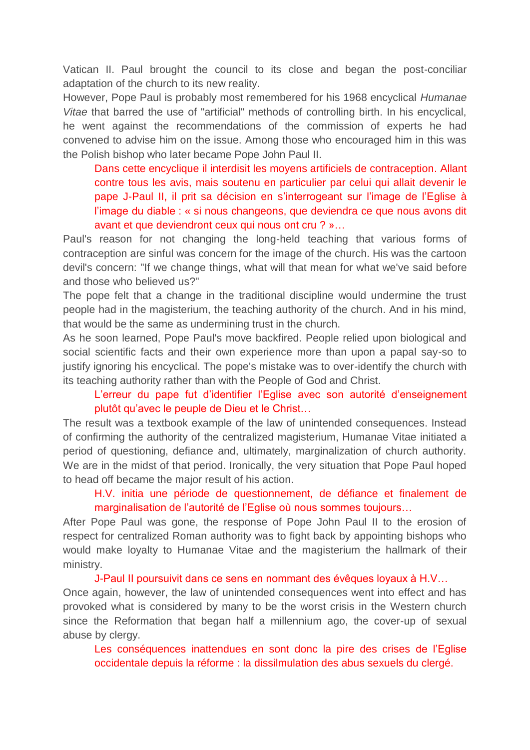Vatican II. Paul brought the council to its close and began the post-conciliar adaptation of the church to its new reality.

However, Pope Paul is probably most remembered for his 1968 encyclical *Humanae Vitae* that barred the use of "artificial" methods of controlling birth. In his encyclical, he went against the recommendations of the commission of experts he had convened to advise him on the issue. Among those who encouraged him in this was the Polish bishop who later became Pope John Paul II.

> Dans cette encyclique il interdisit les moyens artificiels de contraception. Allant contre tous les avis, mais soutenu en particulier par celui qui allait devenir le pape J-Paul II, il prit sa décision en s'interrogeant sur l'image de l'Eglise à l'image du diable : « si nous changeons, que deviendra ce que nous avons dit avant et que deviendront ceux qui nous ont cru ? »…

Paul's reason for not changing the long-held teaching that various forms of contraception are sinful was concern for the image of the church. His was the cartoon devil's concern: "If we change things, what will that mean for what we've said before and those who believed us?"

The pope felt that a change in the traditional discipline would undermine the trust people had in the magisterium, the teaching authority of the church. And in his mind, that would be the same as undermining trust in the church.

As he soon learned, Pope Paul's move backfired. People relied upon biological and social scientific facts and their own experience more than upon a papal say-so to justify ignoring his encyclical. The pope's mistake was to over-identify the church with its teaching authority rather than with the People of God and Christ.

> L'erreur du pape fut d'identifier l'Eglise avec son autorité d'enseignement plutôt qu'avec le peuple de Dieu et le Christ…

The result was a textbook example of the law of unintended consequences. Instead of confirming the authority of the centralized magisterium, Humanae Vitae initiated a period of questioning, defiance and, ultimately, marginalization of church authority. We are in the midst of that period. Ironically, the very situation that Pope Paul hoped to head off became the major result of his action.

> H.V. initia une période de questionnement, de défiance et finalement de marginalisation de l'autorité de l'Eglise où nous sommes toujours…

After Pope Paul was gone, the response of Pope John Paul II to the erosion of respect for centralized Roman authority was to fight back by appointing bishops who would make loyalty to Humanae Vitae and the magisterium the hallmark of their ministry.

> J-Paul II poursuivit dans ce sens en nommant des évêques loyaux à H.V…

Once again, however, the law of unintended consequences went into effect and has provoked what is considered by many to be the worst crisis in the Western church since the Reformation that began half a millennium ago, the cover-up of sexual abuse by clergy.

> Les conséquences inattendues en sont donc la pire des crises de l'Eglise occidentale depuis la réforme : la dissilmulation des abus sexuels du clergé.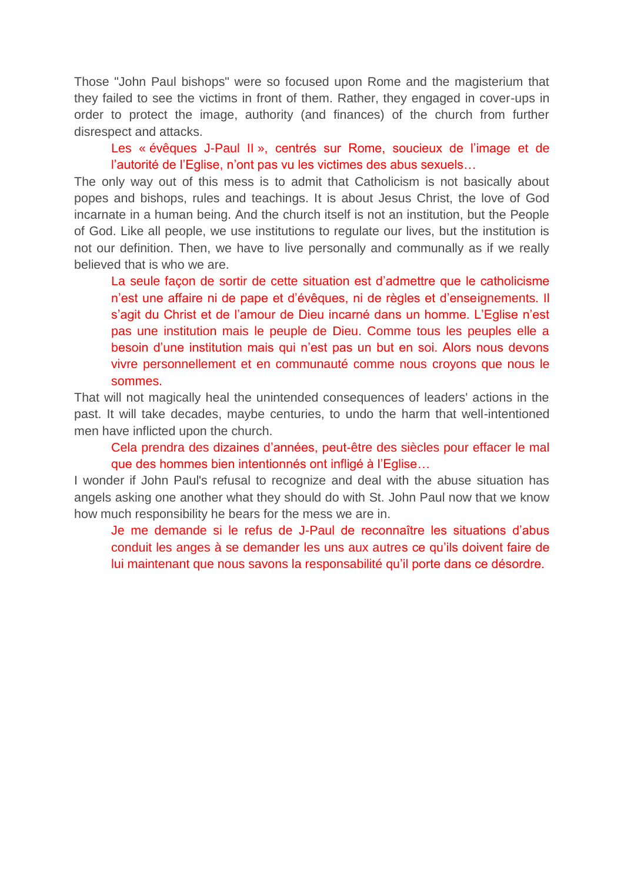Those "John Paul bishops" were so focused upon Rome and the magisterium that they failed to see the victims in front of them. Rather, they engaged in cover-ups in order to protect the image, authority (and finances) of the church from further disrespect and attacks.

> Les « évêques J-Paul II », centrés sur Rome, soucieux de l'image et de l'autorité de l'Eglise, n'ont pas vu les victimes des abus sexuels…

The only way out of this mess is to admit that Catholicism is not basically about popes and bishops, rules and teachings. It is about Jesus Christ, the love of God incarnate in a human being. And the church itself is not an institution, but the People of God. Like all people, we use institutions to regulate our lives, but the institution is not our definition. Then, we have to live personally and communally as if we really believed that is who we are.

> La seule façon de sortir de cette situation est d'admettre que le catholicisme n'est une affaire ni de pape et d'évêques, ni de règles et d'enseignements. Il s'agit du Christ et de l'amour de Dieu incarné dans un homme. L'Eglise n'est pas une institution mais le peuple de Dieu. Comme tous les peuples elle a besoin d'une institution mais qui n'est pas un but en soi. Alors nous devons vivre personnellement et en communauté comme nous croyons que nous le sommes.

That will not magically heal the unintended consequences of leaders' actions in the past. It will take decades, maybe centuries, to undo the harm that well-intentioned men have inflicted upon the church.

> Cela prendra des dizaines d'années, peut-être des siècles pour effacer le mal que des hommes bien intentionnés ont infligé à l'Eglise…

I wonder if John Paul's refusal to recognize and deal with the abuse situation has angels asking one another what they should do with St. John Paul now that we know how much responsibility he bears for the mess we are in.

> Je me demande si le refus de J-Paul de reconnaître les situations d'abus conduit les anges à se demander les uns aux autres ce qu'ils doivent faire de lui maintenant que nous savons la responsabilité qu'il porte dans ce désordre.